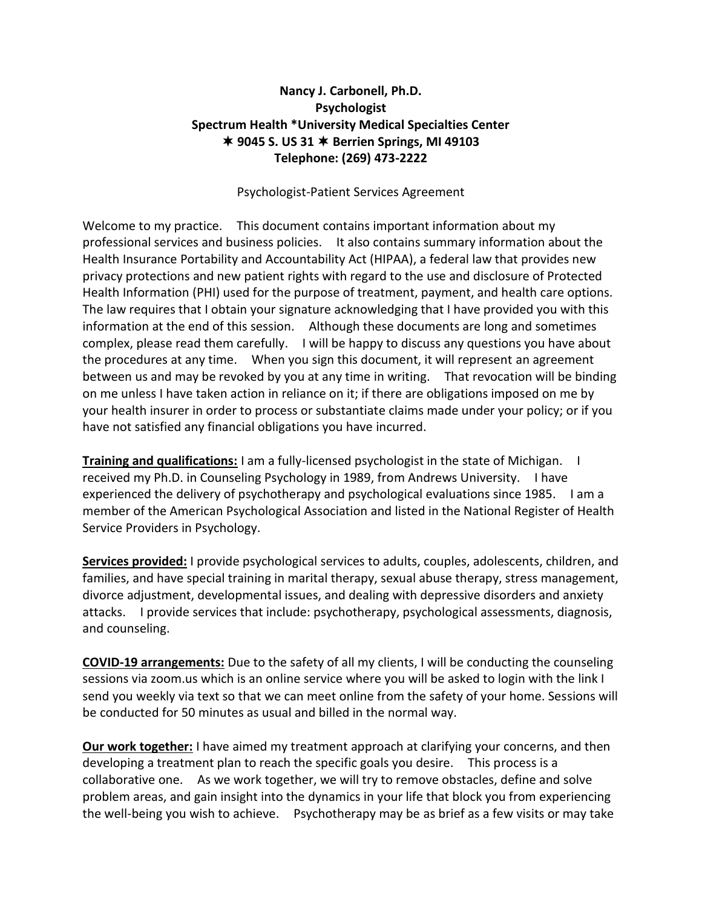**Nancy J. Carbonell, Ph.D.**
**Psychologist**
**Spectrum Health *University Medical Specialties Center**
**✶ 9045 S. US 31 ✶ Berrien Springs, MI 49103**
**Telephone: (269) 473-2222**

Psychologist-Patient Services Agreement

Welcome to my practice. This document contains important information about my professional services and business policies. It also contains summary information about the Health Insurance Portability and Accountability Act (HIPAA), a federal law that provides new privacy protections and new patient rights with regard to the use and disclosure of Protected Health Information (PHI) used for the purpose of treatment, payment, and health care options. The law requires that I obtain your signature acknowledging that I have provided you with this information at the end of this session. Although these documents are long and sometimes complex, please read them carefully. I will be happy to discuss any questions you have about the procedures at any time. When you sign this document, it will represent an agreement between us and may be revoked by you at any time in writing. That revocation will be binding on me unless I have taken action in reliance on it; if there are obligations imposed on me by your health insurer in order to process or substantiate claims made under your policy; or if you have not satisfied any financial obligations you have incurred.

**Training and qualifications:** I am a fully-licensed psychologist in the state of Michigan. I received my Ph.D. in Counseling Psychology in 1989, from Andrews University. I have experienced the delivery of psychotherapy and psychological evaluations since 1985. I am a member of the American Psychological Association and listed in the National Register of Health Service Providers in Psychology.

**Services provided:** I provide psychological services to adults, couples, adolescents, children, and families, and have special training in marital therapy, sexual abuse therapy, stress management, divorce adjustment, developmental issues, and dealing with depressive disorders and anxiety attacks. I provide services that include: psychotherapy, psychological assessments, diagnosis, and counseling.

**COVID-19 arrangements:** Due to the safety of all my clients, I will be conducting the counseling sessions via zoom.us which is an online service where you will be asked to login with the link I send you weekly via text so that we can meet online from the safety of your home. Sessions will be conducted for 50 minutes as usual and billed in the normal way.

**Our work together:** I have aimed my treatment approach at clarifying your concerns, and then developing a treatment plan to reach the specific goals you desire. This process is a collaborative one. As we work together, we will try to remove obstacles, define and solve problem areas, and gain insight into the dynamics in your life that block you from experiencing the well-being you wish to achieve. Psychotherapy may be as brief as a few visits or may take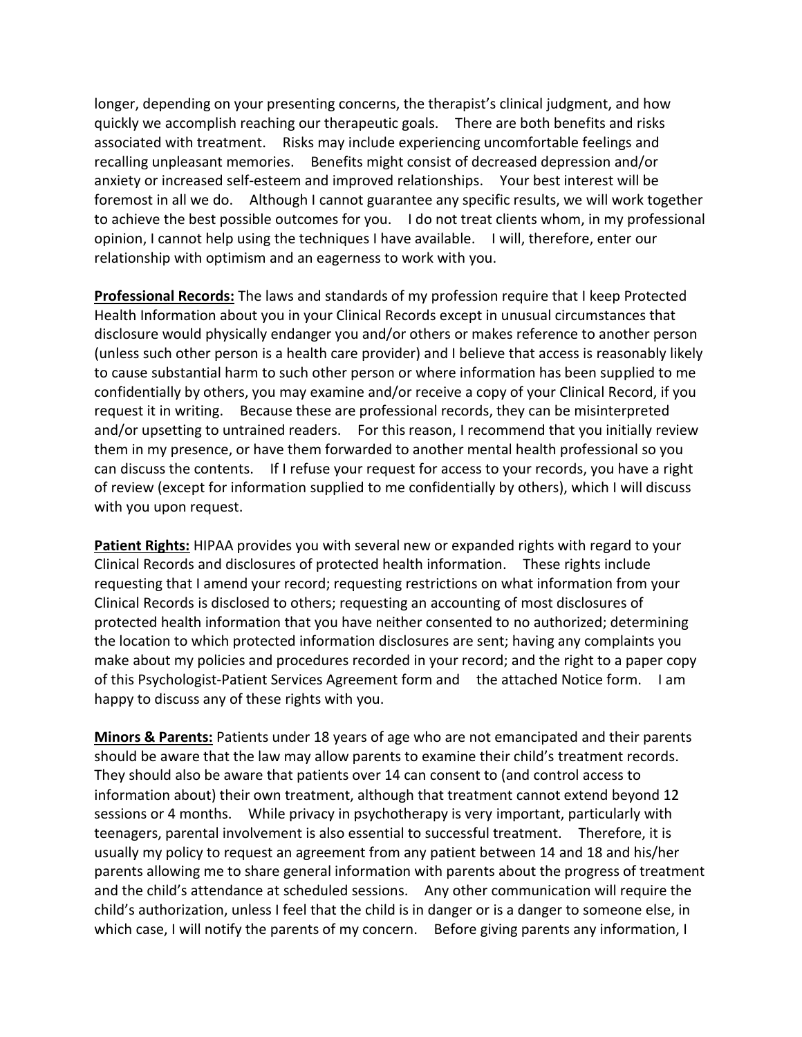longer, depending on your presenting concerns, the therapist's clinical judgment, and how quickly we accomplish reaching our therapeutic goals. There are both benefits and risks associated with treatment. Risks may include experiencing uncomfortable feelings and recalling unpleasant memories. Benefits might consist of decreased depression and/or anxiety or increased self-esteem and improved relationships. Your best interest will be foremost in all we do. Although I cannot guarantee any specific results, we will work together to achieve the best possible outcomes for you. I do not treat clients whom, in my professional opinion, I cannot help using the techniques I have available. I will, therefore, enter our relationship with optimism and an eagerness to work with you.

**Professional Records:** The laws and standards of my profession require that I keep Protected Health Information about you in your Clinical Records except in unusual circumstances that disclosure would physically endanger you and/or others or makes reference to another person (unless such other person is a health care provider) and I believe that access is reasonably likely to cause substantial harm to such other person or where information has been supplied to me confidentially by others, you may examine and/or receive a copy of your Clinical Record, if you request it in writing. Because these are professional records, they can be misinterpreted and/or upsetting to untrained readers. For this reason, I recommend that you initially review them in my presence, or have them forwarded to another mental health professional so you can discuss the contents. If I refuse your request for access to your records, you have a right of review (except for information supplied to me confidentially by others), which I will discuss with you upon request.

**Patient Rights:** HIPAA provides you with several new or expanded rights with regard to your Clinical Records and disclosures of protected health information. These rights include requesting that I amend your record; requesting restrictions on what information from your Clinical Records is disclosed to others; requesting an accounting of most disclosures of protected health information that you have neither consented to no authorized; determining the location to which protected information disclosures are sent; having any complaints you make about my policies and procedures recorded in your record; and the right to a paper copy of this Psychologist-Patient Services Agreement form and the attached Notice form. I am happy to discuss any of these rights with you.

**Minors & Parents:** Patients under 18 years of age who are not emancipated and their parents should be aware that the law may allow parents to examine their child's treatment records. They should also be aware that patients over 14 can consent to (and control access to information about) their own treatment, although that treatment cannot extend beyond 12 sessions or 4 months. While privacy in psychotherapy is very important, particularly with teenagers, parental involvement is also essential to successful treatment. Therefore, it is usually my policy to request an agreement from any patient between 14 and 18 and his/her parents allowing me to share general information with parents about the progress of treatment and the child's attendance at scheduled sessions. Any other communication will require the child's authorization, unless I feel that the child is in danger or is a danger to someone else, in which case, I will notify the parents of my concern. Before giving parents any information, I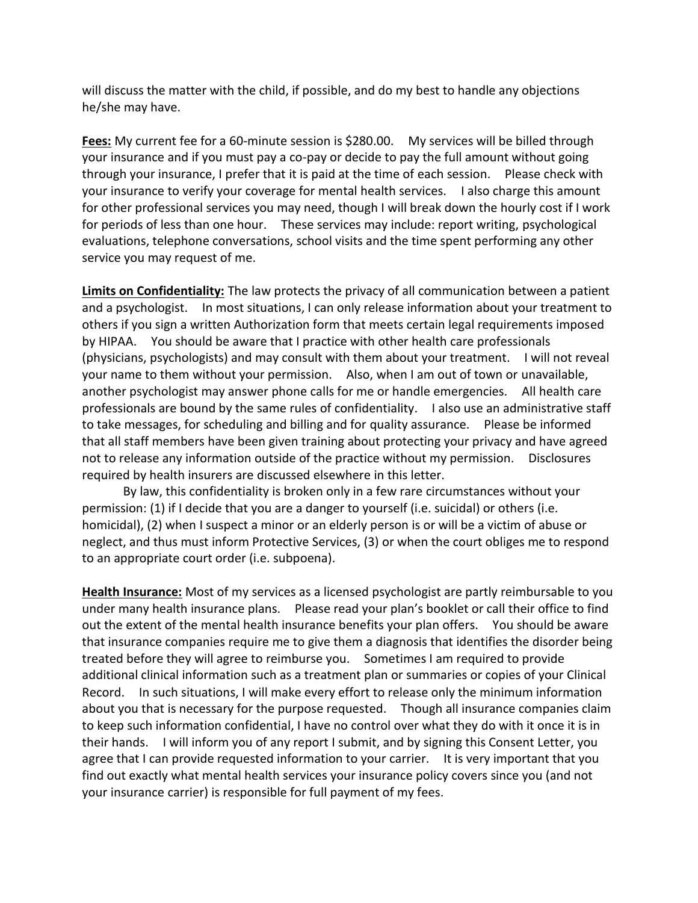will discuss the matter with the child, if possible, and do my best to handle any objections he/she may have.

**Fees:** My current fee for a 60-minute session is $280.00. My services will be billed through your insurance and if you must pay a co-pay or decide to pay the full amount without going through your insurance, I prefer that it is paid at the time of each session. Please check with your insurance to verify your coverage for mental health services. I also charge this amount for other professional services you may need, though I will break down the hourly cost if I work for periods of less than one hour. These services may include: report writing, psychological evaluations, telephone conversations, school visits and the time spent performing any other service you may request of me.

**Limits on Confidentiality:** The law protects the privacy of all communication between a patient and a psychologist. In most situations, I can only release information about your treatment to others if you sign a written Authorization form that meets certain legal requirements imposed by HIPAA. You should be aware that I practice with other health care professionals (physicians, psychologists) and may consult with them about your treatment. I will not reveal your name to them without your permission. Also, when I am out of town or unavailable, another psychologist may answer phone calls for me or handle emergencies. All health care professionals are bound by the same rules of confidentiality. I also use an administrative staff to take messages, for scheduling and billing and for quality assurance. Please be informed that all staff members have been given training about protecting your privacy and have agreed not to release any information outside of the practice without my permission. Disclosures required by health insurers are discussed elsewhere in this letter.

By law, this confidentiality is broken only in a few rare circumstances without your permission: (1) if I decide that you are a danger to yourself (i.e. suicidal) or others (i.e. homicidal), (2) when I suspect a minor or an elderly person is or will be a victim of abuse or neglect, and thus must inform Protective Services, (3) or when the court obliges me to respond to an appropriate court order (i.e. subpoena).

**Health Insurance:** Most of my services as a licensed psychologist are partly reimbursable to you under many health insurance plans. Please read your plan's booklet or call their office to find out the extent of the mental health insurance benefits your plan offers. You should be aware that insurance companies require me to give them a diagnosis that identifies the disorder being treated before they will agree to reimburse you. Sometimes I am required to provide additional clinical information such as a treatment plan or summaries or copies of your Clinical Record. In such situations, I will make every effort to release only the minimum information about you that is necessary for the purpose requested. Though all insurance companies claim to keep such information confidential, I have no control over what they do with it once it is in their hands. I will inform you of any report I submit, and by signing this Consent Letter, you agree that I can provide requested information to your carrier. It is very important that you find out exactly what mental health services your insurance policy covers since you (and not your insurance carrier) is responsible for full payment of my fees.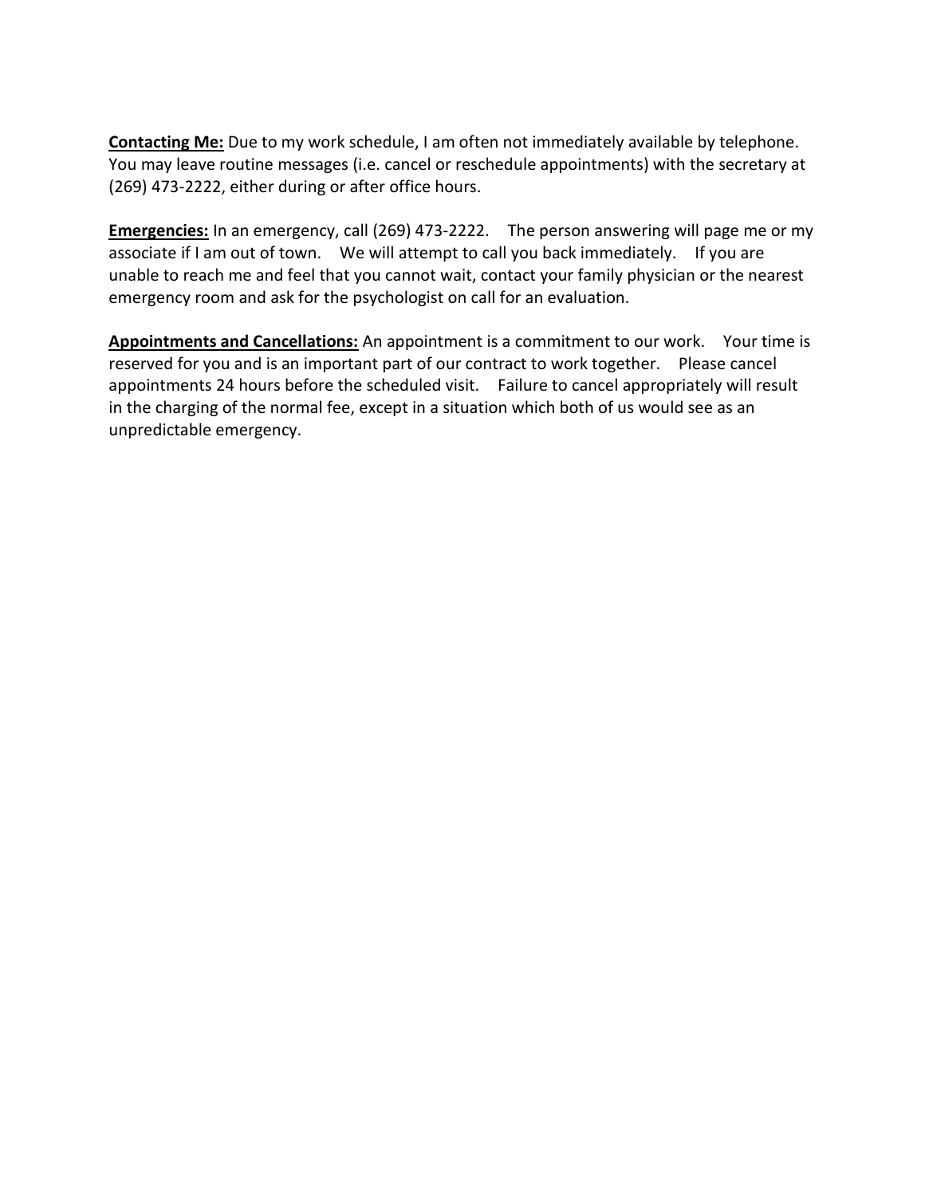**Contacting Me:** Due to my work schedule, I am often not immediately available by telephone. You may leave routine messages (i.e. cancel or reschedule appointments) with the secretary at (269) 473-2222, either during or after office hours.

**Emergencies:** In an emergency, call (269) 473-2222. The person answering will page me or my associate if I am out of town. We will attempt to call you back immediately. If you are unable to reach me and feel that you cannot wait, contact your family physician or the nearest emergency room and ask for the psychologist on call for an evaluation.

**Appointments and Cancellations:** An appointment is a commitment to our work. Your time is reserved for you and is an important part of our contract to work together. Please cancel appointments 24 hours before the scheduled visit. Failure to cancel appropriately will result in the charging of the normal fee, except in a situation which both of us would see as an unpredictable emergency.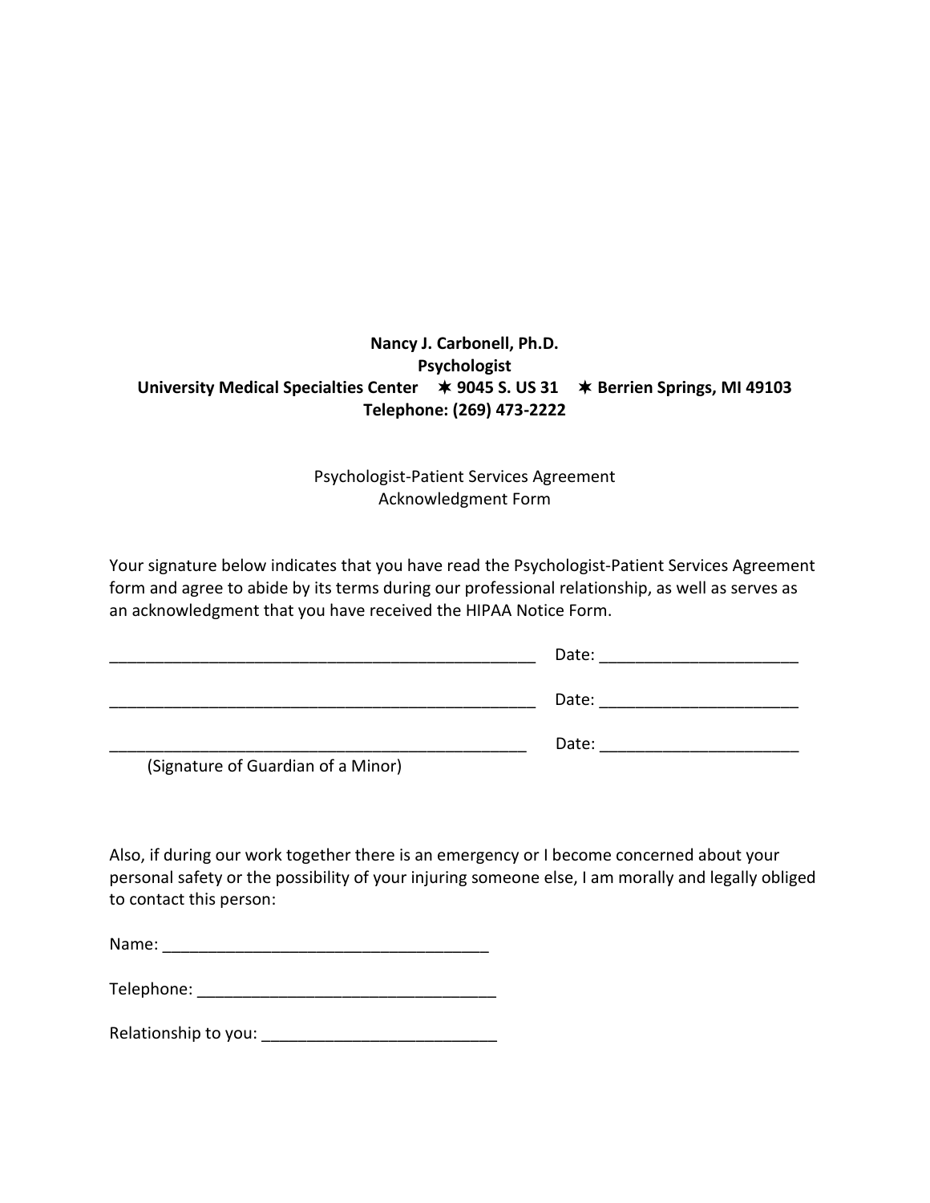**Nancy J. Carbonell, Ph.D.**
**Psychologist**
**University Medical Specialties Center ✶ 9045 S. US 31 ✶ Berrien Springs, MI 49103**
**Telephone: (269) 473-2222**

Psychologist-Patient Services Agreement
Acknowledgment Form

Your signature below indicates that you have read the Psychologist-Patient Services Agreement form and agree to abide by its terms during our professional relationship, as well as serves as an acknowledgment that you have received the HIPAA Notice Form.

_______________________________________________ Date: ____________________

_______________________________________________ Date: ____________________

______________________________________________ Date: ____________________
(Signature of Guardian of a Minor)

Also, if during our work together there is an emergency or I become concerned about your personal safety or the possibility of your injuring someone else, I am morally and legally obliged to contact this person:

Name: _________________________________

Telephone: ______________________________

Relationship to you: ________________________